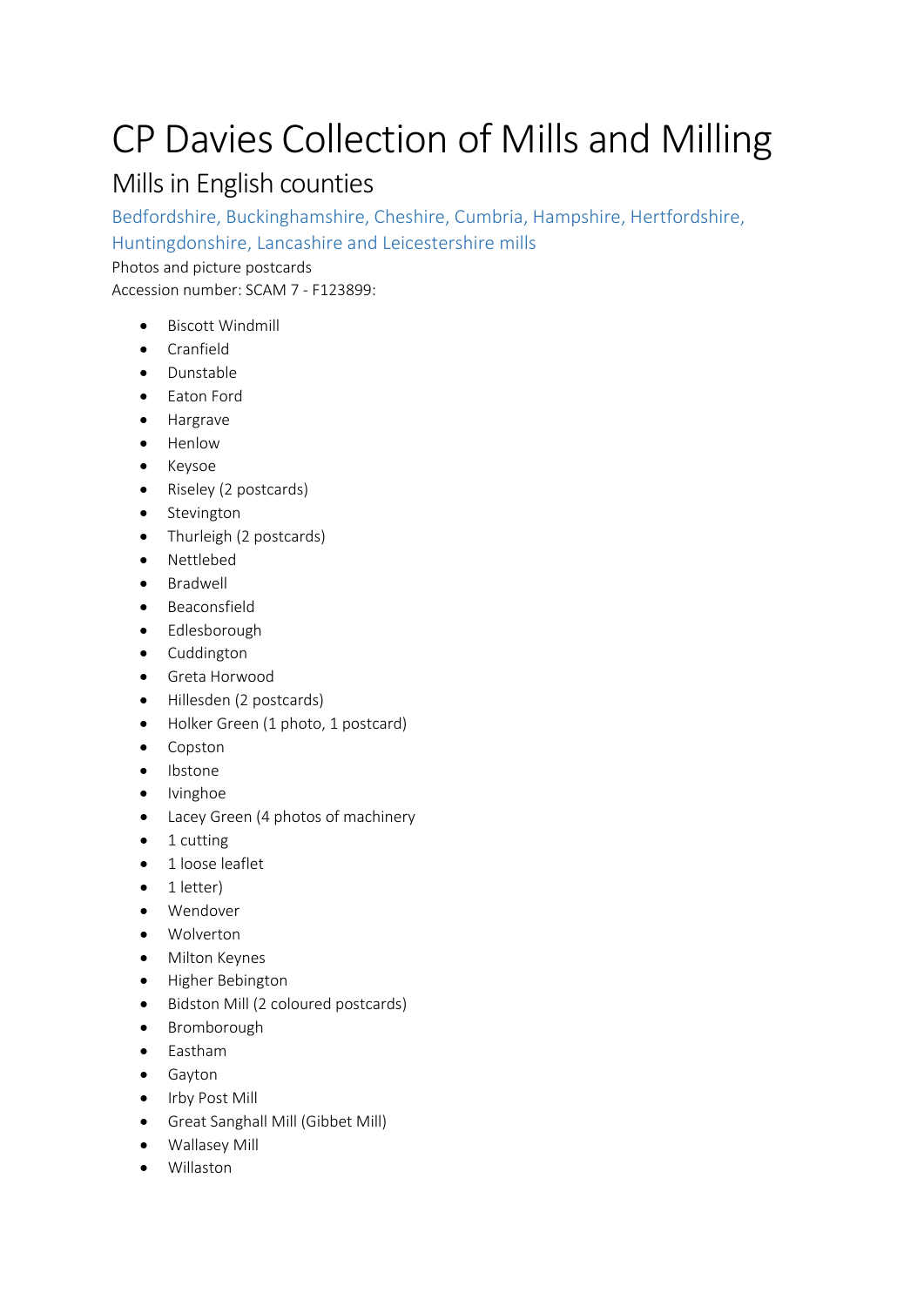# CP Davies Collection of Mills and Milling

## Mills in English counties

### Bedfordshire, Buckinghamshire, Cheshire, Cumbria, Hampshire, Hertfordshire, Huntingdonshire, Lancashire and Leicestershire mills

Photos and picture postcards

Accession number: SCAM 7 - F123899:

- Biscott Windmill
- Cranfield
- Dunstable
- Eaton Ford
- Hargrave
- Henlow
- Keysoe
- Riseley (2 postcards)
- Stevington
- Thurleigh (2 postcards)
- Nettlebed
- Bradwell
- Beaconsfield
- Edlesborough
- Cuddington
- Greta Horwood
- Hillesden (2 postcards)
- Holker Green (1 photo, 1 postcard)
- Copston
- Ibstone
- Ivinghoe
- Lacey Green (4 photos of machinery
- 1 cutting
- 1 loose leaflet
- 1 letter)
- Wendover
- Wolverton
- Milton Keynes
- Higher Bebington
- Bidston Mill (2 coloured postcards)
- Bromborough
- Eastham
- Gayton
- Irby Post Mill
- Great Sanghall Mill (Gibbet Mill)
- Wallasey Mill
- Willaston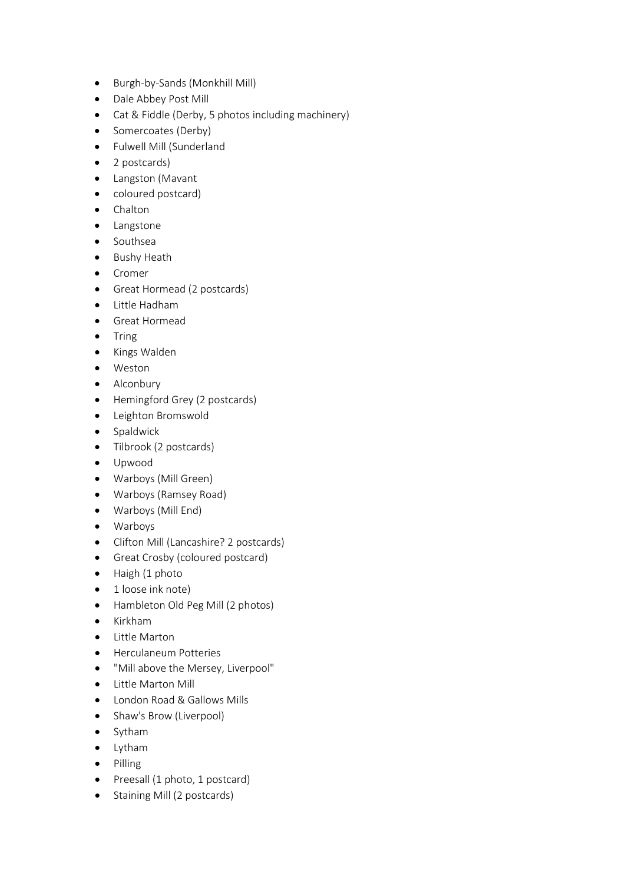- Burgh-by-Sands (Monkhill Mill)
- Dale Abbey Post Mill
- Cat & Fiddle (Derby, 5 photos including machinery)
- Somercoates (Derby)
- Fulwell Mill (Sunderland
- 2 postcards)
- Langston (Mavant
- coloured postcard)
- Chalton
- Langstone
- Southsea
- Bushy Heath
- Cromer
- Great Hormead (2 postcards)
- Little Hadham
- Great Hormead
- Tring
- Kings Walden
- Weston
- Alconbury
- Hemingford Grey (2 postcards)
- Leighton Bromswold
- Spaldwick
- Tilbrook (2 postcards)
- Upwood
- Warboys (Mill Green)
- Warboys (Ramsey Road)
- Warboys (Mill End)
- Warboys
- Clifton Mill (Lancashire? 2 postcards)
- Great Crosby (coloured postcard)
- Haigh (1 photo
- 1 loose ink note)
- Hambleton Old Peg Mill (2 photos)
- Kirkham
- Little Marton
- Herculaneum Potteries
- "Mill above the Mersey, Liverpool"
- Little Marton Mill
- London Road & Gallows Mills
- Shaw's Brow (Liverpool)
- Sytham
- Lytham
- Pilling
- Preesall (1 photo, 1 postcard)
- Staining Mill (2 postcards)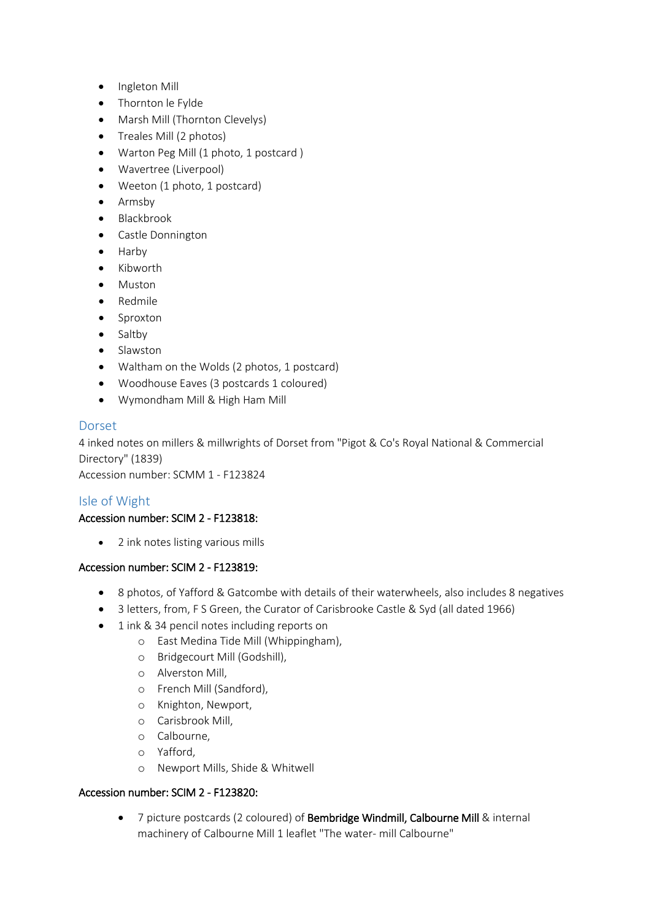- Ingleton Mill
- Thornton le Fylde
- Marsh Mill (Thornton Clevelys)
- Treales Mill (2 photos)
- Warton Peg Mill (1 photo, 1 postcard )
- Wavertree (Liverpool)
- Weeton (1 photo, 1 postcard)
- Armsby
- Blackbrook
- Castle Donnington
- Harby
- Kibworth
- Muston
- Redmile
- Sproxton
- Saltby
- Slawston
- Waltham on the Wolds (2 photos, 1 postcard)
- Woodhouse Eaves (3 postcards 1 coloured)
- Wymondham Mill & High Ham Mill

## Dorset

4 inked notes on millers & millwrights of Dorset from "Pigot & Co's Royal National & Commercial Directory" (1839)
Accession number: SCMM 1 - F123824

## Isle of Wight

**Accession number: SCIM 2 - F123818:**

- 2 ink notes listing various mills

**Accession number: SCIM 2 - F123819:**

- 8 photos, of Yafford & Gatcombe with details of their waterwheels, also includes 8 negatives
- 3 letters, from, F S Green, the Curator of Carisbrooke Castle & Syd (all dated 1966)
- 1 ink & 34 pencil notes including reports on
  - East Medina Tide Mill (Whippingham),
  - Bridgecourt Mill (Godshill),
  - Alverston Mill,
  - French Mill (Sandford),
  - Knighton, Newport,
  - Carisbrook Mill,
  - Calbourne,
  - Yafford,
  - Newport Mills, Shide & Whitwell

**Accession number: SCIM 2 - F123820:**

- 7 picture postcards (2 coloured) of **Bembridge Windmill, Calbourne Mill** & internal machinery of Calbourne Mill 1 leaflet "The water- mill Calbourne"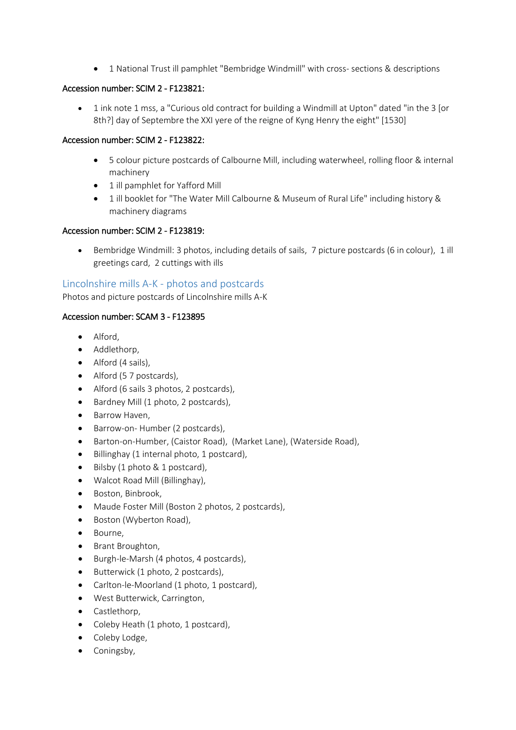- 1 National Trust ill pamphlet "Bembridge Windmill" with cross- sections & descriptions

**Accession number: SCIM 2 - F123821:**

- 1 ink note 1 mss, a "Curious old contract for building a Windmill at Upton" dated "in the 3 [or 8th?] day of Septembre the XXI yere of the reigne of Kyng Henry the eight" [1530]

**Accession number: SCIM 2 - F123822:**

- 5 colour picture postcards of Calbourne Mill, including waterwheel, rolling floor & internal machinery
- 1 ill pamphlet for Yafford Mill
- 1 ill booklet for "The Water Mill Calbourne & Museum of Rural Life" including history & machinery diagrams

**Accession number: SCIM 2 - F123819:**

- Bembridge Windmill: 3 photos, including details of sails, 7 picture postcards (6 in colour), 1 ill greetings card, 2 cuttings with ills

## Lincolnshire mills A-K - photos and postcards

Photos and picture postcards of Lincolnshire mills A-K

**Accession number: SCAM 3 - F123895**

- Alford,
- Addlethorp,
- Alford (4 sails),
- Alford (5 7 postcards),
- Alford (6 sails 3 photos, 2 postcards),
- Bardney Mill (1 photo, 2 postcards),
- Barrow Haven,
- Barrow-on- Humber (2 postcards),
- Barton-on-Humber, (Caistor Road), (Market Lane), (Waterside Road),
- Billinghay (1 internal photo, 1 postcard),
- Bilsby (1 photo & 1 postcard),
- Walcot Road Mill (Billinghay),
- Boston, Binbrook,
- Maude Foster Mill (Boston 2 photos, 2 postcards),
- Boston (Wyberton Road),
- Bourne,
- Brant Broughton,
- Burgh-le-Marsh (4 photos, 4 postcards),
- Butterwick (1 photo, 2 postcards),
- Carlton-le-Moorland (1 photo, 1 postcard),
- West Butterwick, Carrington,
- Castlethorp,
- Coleby Heath (1 photo, 1 postcard),
- Coleby Lodge,
- Coningsby,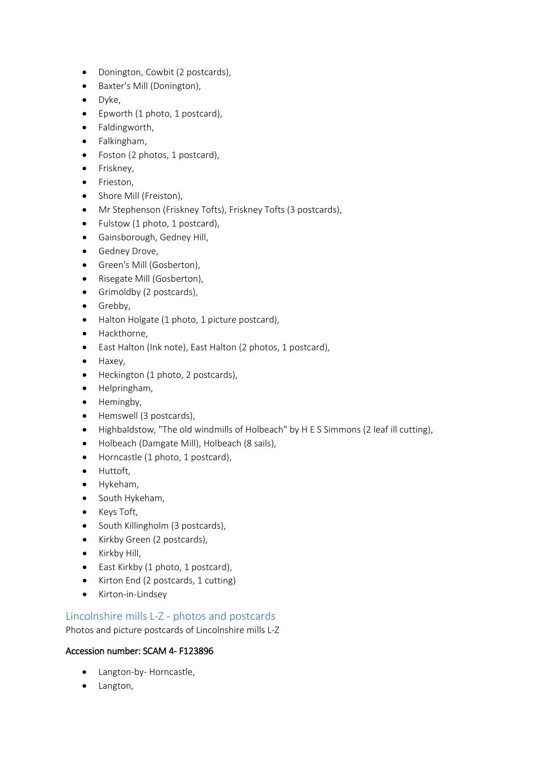- Donington, Cowbit (2 postcards),
- Baxter's Mill (Donington),
- Dyke,
- Epworth (1 photo, 1 postcard),
- Faldingworth,
- Falkingham,
- Foston (2 photos, 1 postcard),
- Friskney,
- Frieston,
- Shore Mill (Freiston),
- Mr Stephenson (Friskney Tofts), Friskney Tofts (3 postcards),
- Fulstow (1 photo, 1 postcard),
- Gainsborough, Gedney Hill,
- Gedney Drove,
- Green's Mill (Gosberton),
- Risegate Mill (Gosberton),
- Grimoldby (2 postcards),
- Grebby,
- Halton Holgate (1 photo, 1 picture postcard),
- Hackthorne,
- East Halton (Ink note), East Halton (2 photos, 1 postcard),
- Haxey,
- Heckington (1 photo, 2 postcards),
- Helpringham,
- Hemingby,
- Hemswell (3 postcards),
- Highbaldstow, "The old windmills of Holbeach" by H E S Simmons (2 leaf ill cutting),
- Holbeach (Damgate Mill), Holbeach (8 sails),
- Horncastle (1 photo, 1 postcard),
- Huttoft,
- Hykeham,
- South Hykeham,
- Keys Toft,
- South Killingholm (3 postcards),
- Kirkby Green (2 postcards),
- Kirkby Hill,
- East Kirkby (1 photo, 1 postcard),
- Kirton End (2 postcards, 1 cutting)
- Kirton-in-Lindsey

## Lincolnshire mills L-Z - photos and postcards

Photos and picture postcards of Lincolnshire mills L-Z

**Accession number: SCAM 4- F123896**

- Langton-by- Horncastle,
- Langton,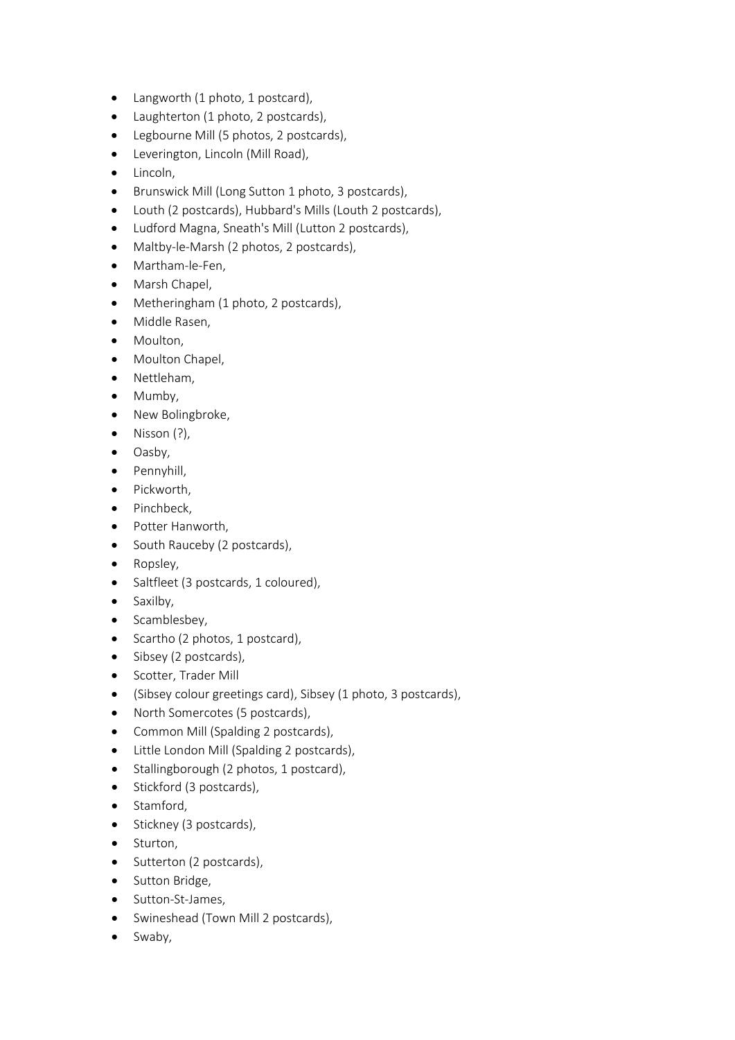- Langworth (1 photo, 1 postcard),
- Laughterton (1 photo, 2 postcards),
- Legbourne Mill (5 photos, 2 postcards),
- Leverington, Lincoln (Mill Road),
- Lincoln,
- Brunswick Mill (Long Sutton 1 photo, 3 postcards),
- Louth (2 postcards), Hubbard's Mills (Louth 2 postcards),
- Ludford Magna, Sneath's Mill (Lutton 2 postcards),
- Maltby-le-Marsh (2 photos, 2 postcards),
- Martham-le-Fen,
- Marsh Chapel,
- Metheringham (1 photo, 2 postcards),
- Middle Rasen,
- Moulton,
- Moulton Chapel,
- Nettleham,
- Mumby,
- New Bolingbroke,
- Nisson (?),
- Oasby,
- Pennyhill,
- Pickworth,
- Pinchbeck,
- Potter Hanworth,
- South Rauceby (2 postcards),
- Ropsley,
- Saltfleet (3 postcards, 1 coloured),
- Saxilby,
- Scamblesbey,
- Scartho (2 photos, 1 postcard),
- Sibsey (2 postcards),
- Scotter, Trader Mill
- (Sibsey colour greetings card), Sibsey (1 photo, 3 postcards),
- North Somercotes (5 postcards),
- Common Mill (Spalding 2 postcards),
- Little London Mill (Spalding 2 postcards),
- Stallingborough (2 photos, 1 postcard),
- Stickford (3 postcards),
- Stamford,
- Stickney (3 postcards),
- Sturton,
- Sutterton (2 postcards),
- Sutton Bridge,
- Sutton-St-James,
- Swineshead (Town Mill 2 postcards),
- Swaby,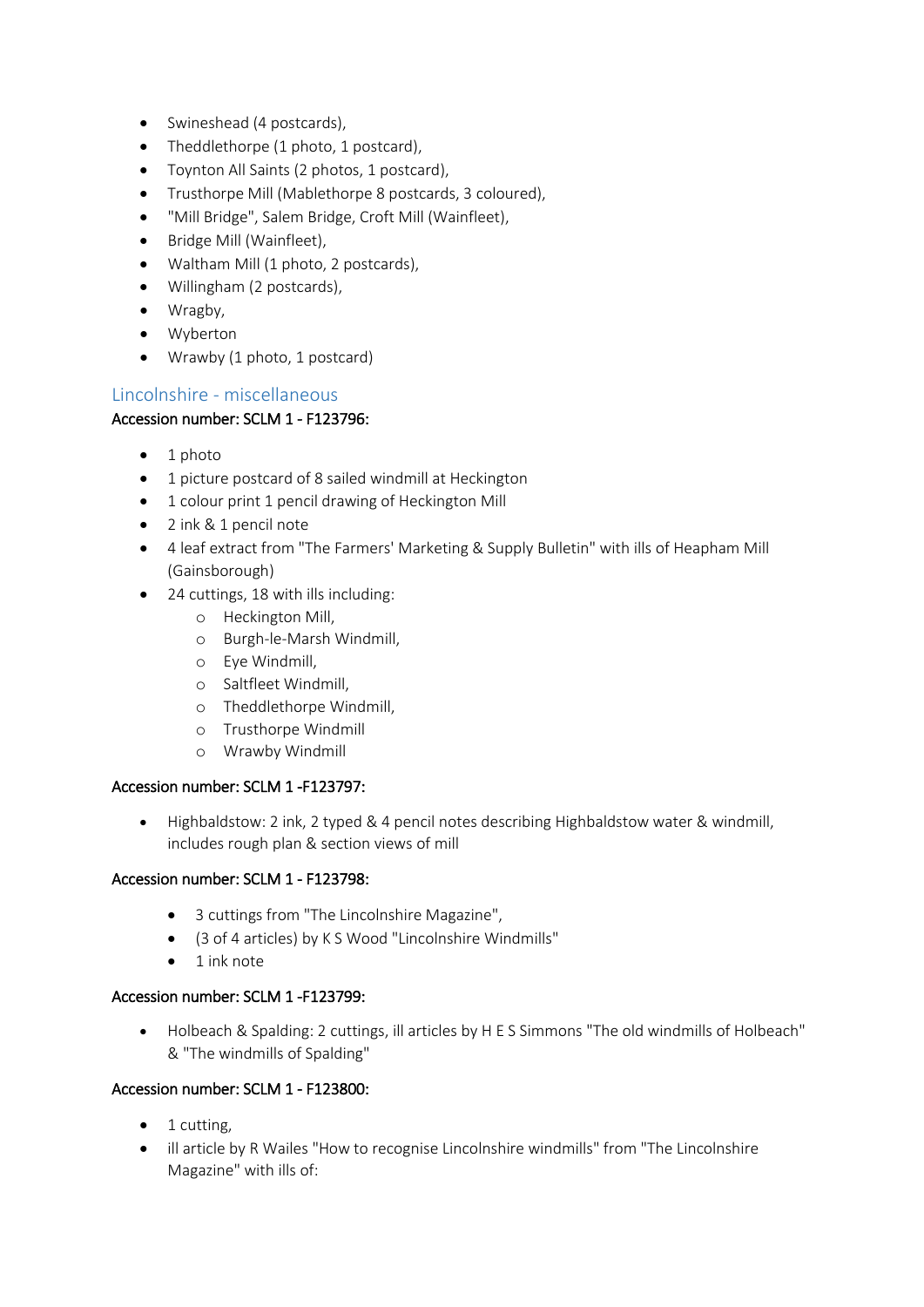- Swineshead (4 postcards),
- Theddlethorpe (1 photo, 1 postcard),
- Toynton All Saints (2 photos, 1 postcard),
- Trusthorpe Mill (Mablethorpe 8 postcards, 3 coloured),
- "Mill Bridge", Salem Bridge, Croft Mill (Wainfleet),
- Bridge Mill (Wainfleet),
- Waltham Mill (1 photo, 2 postcards),
- Willingham (2 postcards),
- Wragby,
- Wyberton
- Wrawby (1 photo, 1 postcard)

## Lincolnshire - miscellaneous

**Accession number: SCLM 1 - F123796:**

- 1 photo
- 1 picture postcard of 8 sailed windmill at Heckington
- 1 colour print 1 pencil drawing of Heckington Mill
- 2 ink & 1 pencil note
- 4 leaf extract from "The Farmers' Marketing & Supply Bulletin" with ills of Heapham Mill (Gainsborough)
- 24 cuttings, 18 with ills including:
    - Heckington Mill,
    - Burgh-le-Marsh Windmill,
    - Eye Windmill,
    - Saltfleet Windmill,
    - Theddlethorpe Windmill,
    - Trusthorpe Windmill
    - Wrawby Windmill

**Accession number: SCLM 1 -F123797:**

- Highbaldstow: 2 ink, 2 typed & 4 pencil notes describing Highbaldstow water & windmill, includes rough plan & section views of mill

**Accession number: SCLM 1 - F123798:**

- 3 cuttings from "The Lincolnshire Magazine",
- (3 of 4 articles) by K S Wood "Lincolnshire Windmills"
- 1 ink note

**Accession number: SCLM 1 -F123799:**

- Holbeach & Spalding: 2 cuttings, ill articles by H E S Simmons "The old windmills of Holbeach" & "The windmills of Spalding"

**Accession number: SCLM 1 - F123800:**

- 1 cutting,
- ill article by R Wailes "How to recognise Lincolnshire windmills" from "The Lincolnshire Magazine" with ills of: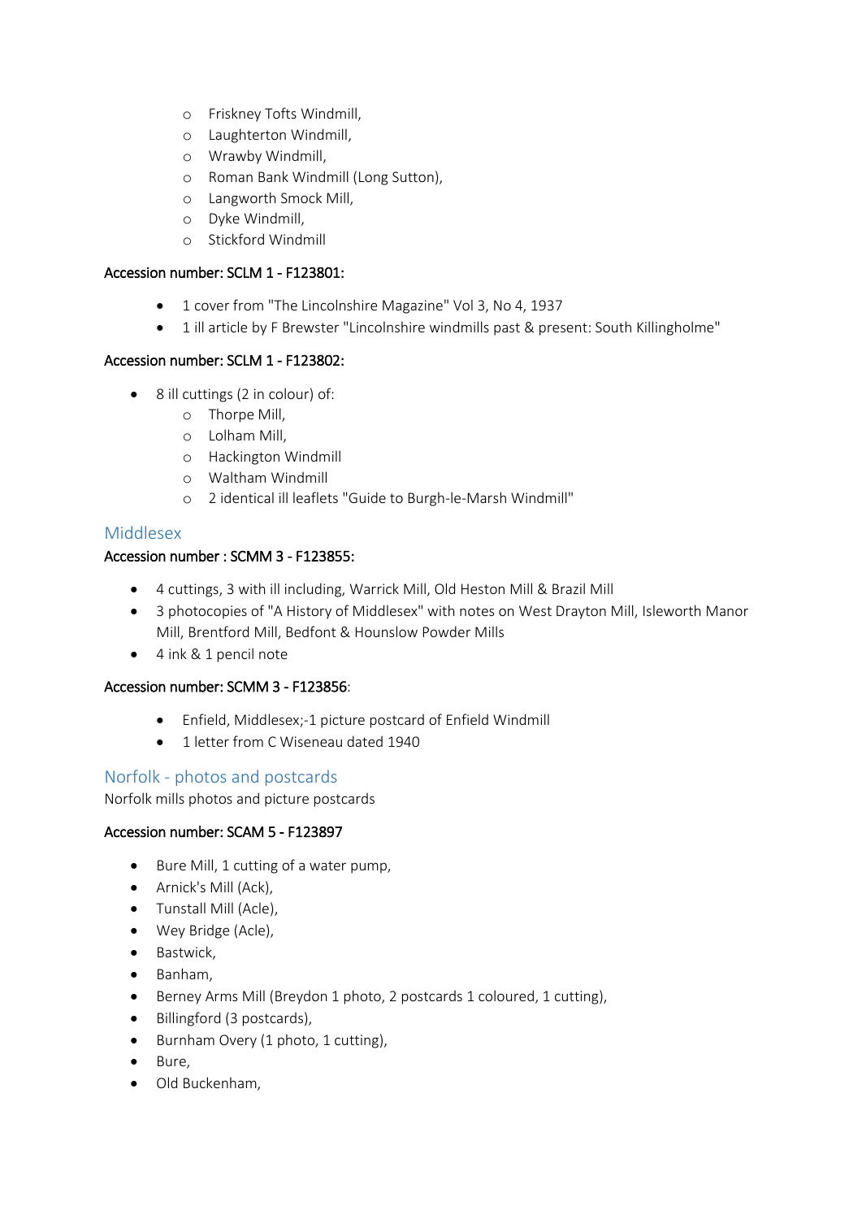- Friskney Tofts Windmill,
    - Laughterton Windmill,
    - Wrawby Windmill,
    - Roman Bank Windmill (Long Sutton),
    - Langworth Smock Mill,
    - Dyke Windmill,
    - Stickford Windmill

**Accession number: SCLM 1 - F123801:**

- 1 cover from "The Lincolnshire Magazine" Vol 3, No 4, 1937
- 1 ill article by F Brewster "Lincolnshire windmills past & present: South Killingholme"

**Accession number: SCLM 1 - F123802:**

- 8 ill cuttings (2 in colour) of:
    - Thorpe Mill,
    - Lolham Mill,
    - Hackington Windmill
    - Waltham Windmill
    - 2 identical ill leaflets "Guide to Burgh-le-Marsh Windmill"

## Middlesex

**Accession number : SCMM 3 - F123855:**

- 4 cuttings, 3 with ill including, Warrick Mill, Old Heston Mill & Brazil Mill
- 3 photocopies of "A History of Middlesex" with notes on West Drayton Mill, Isleworth Manor Mill, Brentford Mill, Bedfont & Hounslow Powder Mills
- 4 ink & 1 pencil note

**Accession number: SCMM 3 - F123856**:

- Enfield, Middlesex;-1 picture postcard of Enfield Windmill
- 1 letter from C Wiseneau dated 1940

## Norfolk - photos and postcards

Norfolk mills photos and picture postcards

**Accession number: SCAM 5 - F123897**

- Bure Mill, 1 cutting of a water pump,
- Arnick's Mill (Ack),
- Tunstall Mill (Acle),
- Wey Bridge (Acle),
- Bastwick,
- Banham,
- Berney Arms Mill (Breydon 1 photo, 2 postcards 1 coloured, 1 cutting),
- Billingford (3 postcards),
- Burnham Overy (1 photo, 1 cutting),
- Bure,
- Old Buckenham,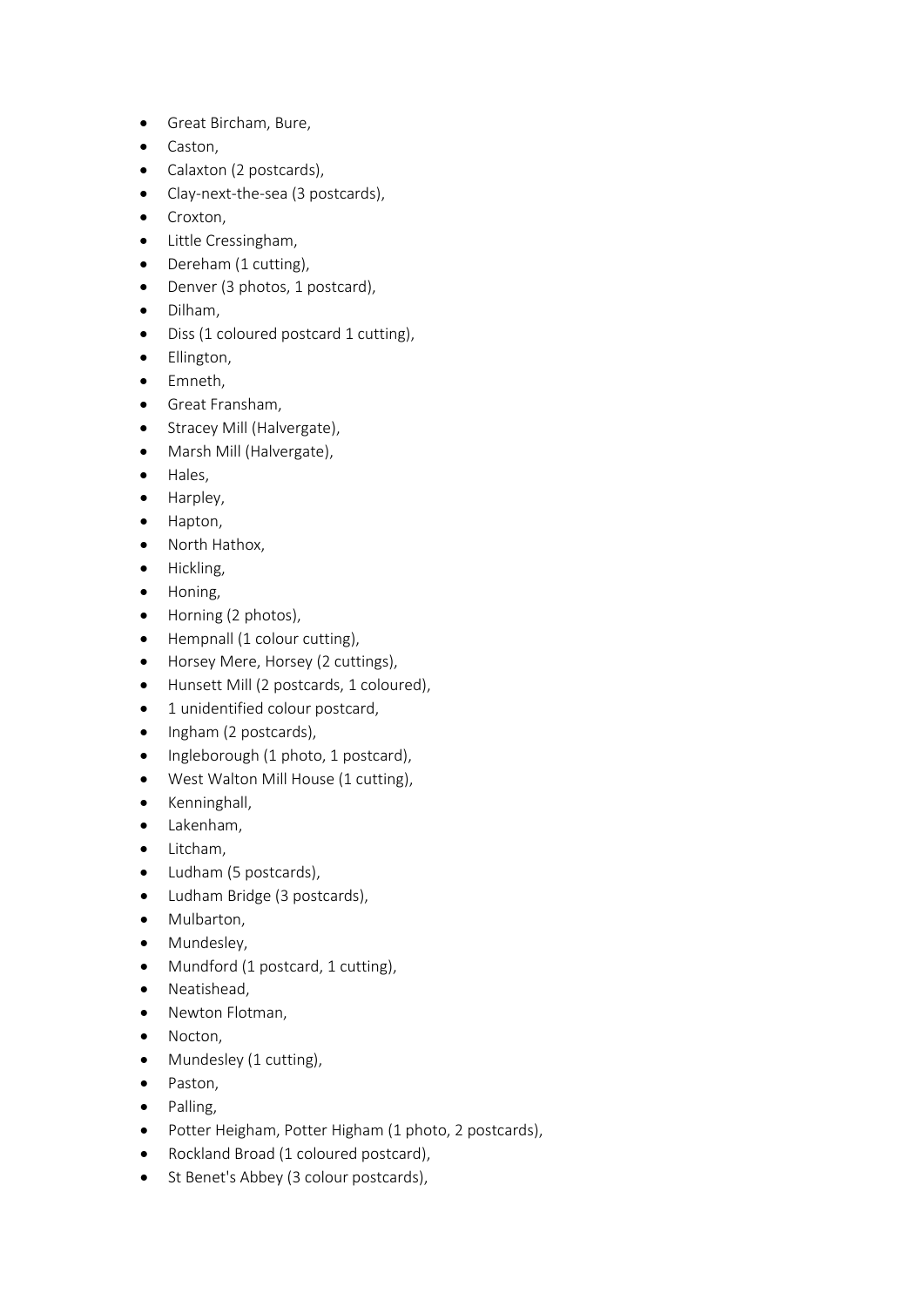- Great Bircham, Bure,
- Caston,
- Calaxton (2 postcards),
- Clay-next-the-sea (3 postcards),
- Croxton,
- Little Cressingham,
- Dereham (1 cutting),
- Denver (3 photos, 1 postcard),
- Dilham,
- Diss (1 coloured postcard 1 cutting),
- Ellington,
- Emneth,
- Great Fransham,
- Stracey Mill (Halvergate),
- Marsh Mill (Halvergate),
- Hales,
- Harpley,
- Hapton,
- North Hathox,
- Hickling,
- Honing,
- Horning (2 photos),
- Hempnall (1 colour cutting),
- Horsey Mere, Horsey (2 cuttings),
- Hunsett Mill (2 postcards, 1 coloured),
- 1 unidentified colour postcard,
- Ingham (2 postcards),
- Ingleborough (1 photo, 1 postcard),
- West Walton Mill House (1 cutting),
- Kenninghall,
- Lakenham,
- Litcham,
- Ludham (5 postcards),
- Ludham Bridge (3 postcards),
- Mulbarton,
- Mundesley,
- Mundford (1 postcard, 1 cutting),
- Neatishead,
- Newton Flotman,
- Nocton,
- Mundesley (1 cutting),
- Paston,
- Palling,
- Potter Heigham, Potter Higham (1 photo, 2 postcards),
- Rockland Broad (1 coloured postcard),
- St Benet's Abbey (3 colour postcards),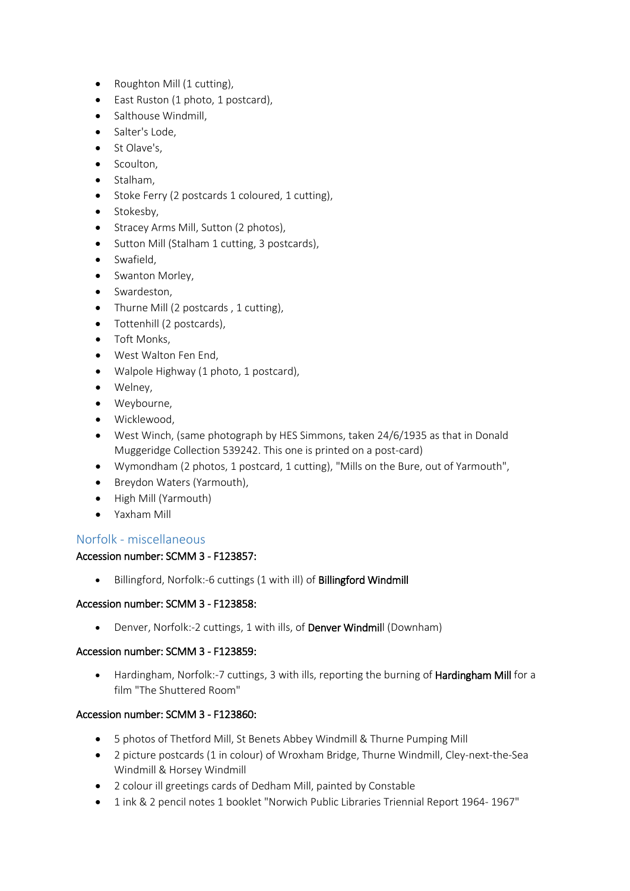- Roughton Mill (1 cutting),
- East Ruston (1 photo, 1 postcard),
- Salthouse Windmill,
- Salter's Lode,
- St Olave's,
- Scoulton,
- Stalham,
- Stoke Ferry (2 postcards 1 coloured, 1 cutting),
- Stokesby,
- Stracey Arms Mill, Sutton (2 photos),
- Sutton Mill (Stalham 1 cutting, 3 postcards),
- Swafield,
- Swanton Morley,
- Swardeston,
- Thurne Mill (2 postcards , 1 cutting),
- Tottenhill (2 postcards),
- Toft Monks,
- West Walton Fen End,
- Walpole Highway (1 photo, 1 postcard),
- Welney,
- Weybourne,
- Wicklewood,
- West Winch, (same photograph by HES Simmons, taken 24/6/1935 as that in Donald Muggeridge Collection 539242. This one is printed on a post-card)
- Wymondham (2 photos, 1 postcard, 1 cutting), "Mills on the Bure, out of Yarmouth",
- Breydon Waters (Yarmouth),
- High Mill (Yarmouth)
- Yaxham Mill

## Norfolk - miscellaneous

Accession number: SCMM 3 - F123857:

- Billingford, Norfolk:-6 cuttings (1 with ill) of **Billingford Windmill**

Accession number: SCMM 3 - F123858:

- Denver, Norfolk:-2 cuttings, 1 with ills, of **Denver Windmil**l (Downham)

Accession number: SCMM 3 - F123859:

- Hardingham, Norfolk:-7 cuttings, 3 with ills, reporting the burning of **Hardingham Mill** for a film "The Shuttered Room"

Accession number: SCMM 3 - F123860:

- 5 photos of Thetford Mill, St Benets Abbey Windmill & Thurne Pumping Mill
- 2 picture postcards (1 in colour) of Wroxham Bridge, Thurne Windmill, Cley-next-the-Sea Windmill & Horsey Windmill
- 2 colour ill greetings cards of Dedham Mill, painted by Constable
- 1 ink & 2 pencil notes 1 booklet "Norwich Public Libraries Triennial Report 1964- 1967"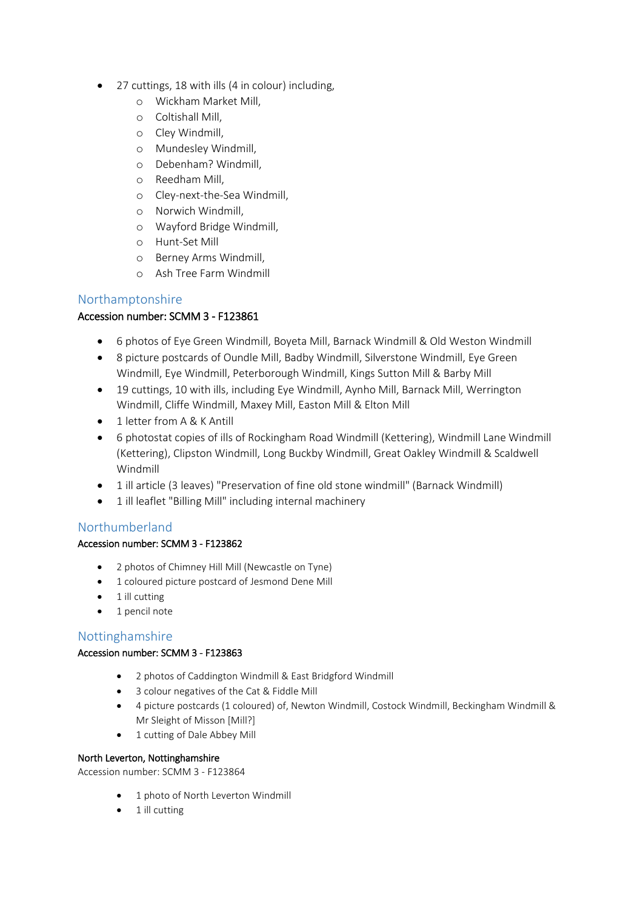- 27 cuttings, 18 with ills (4 in colour) including,
    - Wickham Market Mill,
    - Coltishall Mill,
    - Cley Windmill,
    - Mundesley Windmill,
    - Debenham? Windmill,
    - Reedham Mill,
    - Cley-next-the-Sea Windmill,
    - Norwich Windmill,
    - Wayford Bridge Windmill,
    - Hunt-Set Mill
    - Berney Arms Windmill,
    - Ash Tree Farm Windmill

## Northamptonshire

Accession number: SCMM 3 - F123861

- 6 photos of Eye Green Windmill, Boyeta Mill, Barnack Windmill & Old Weston Windmill
- 8 picture postcards of Oundle Mill, Badby Windmill, Silverstone Windmill, Eye Green Windmill, Eye Windmill, Peterborough Windmill, Kings Sutton Mill & Barby Mill
- 19 cuttings, 10 with ills, including Eye Windmill, Aynho Mill, Barnack Mill, Werrington Windmill, Cliffe Windmill, Maxey Mill, Easton Mill & Elton Mill
- 1 letter from A & K Antill
- 6 photostat copies of ills of Rockingham Road Windmill (Kettering), Windmill Lane Windmill (Kettering), Clipston Windmill, Long Buckby Windmill, Great Oakley Windmill & Scaldwell Windmill
- 1 ill article (3 leaves) "Preservation of fine old stone windmill" (Barnack Windmill)
- 1 ill leaflet "Billing Mill" including internal machinery

## Northumberland

Accession number: SCMM 3 - F123862

- 2 photos of Chimney Hill Mill (Newcastle on Tyne)
- 1 coloured picture postcard of Jesmond Dene Mill
- 1 ill cutting
- 1 pencil note

## Nottinghamshire

Accession number: SCMM 3 - F123863

- 2 photos of Caddington Windmill & East Bridgford Windmill
- 3 colour negatives of the Cat & Fiddle Mill
- 4 picture postcards (1 coloured) of, Newton Windmill, Costock Windmill, Beckingham Windmill & Mr Sleight of Misson [Mill?]
- 1 cutting of Dale Abbey Mill

North Leverton, Nottinghamshire

Accession number: SCMM 3 - F123864

- 1 photo of North Leverton Windmill
- 1 ill cutting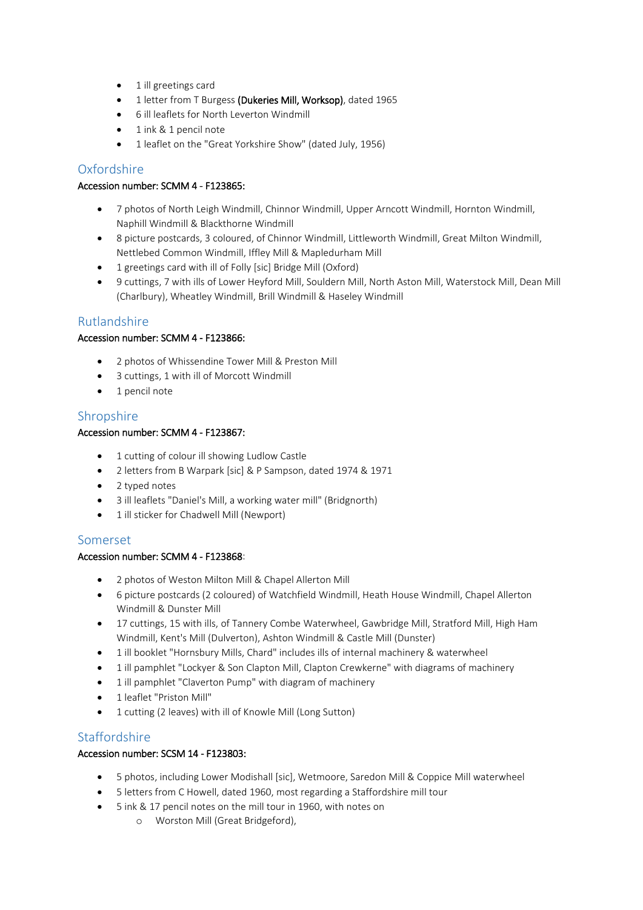- 1 ill greetings card
- 1 letter from T Burgess **(Dukeries Mill, Worksop)**, dated 1965
- 6 ill leaflets for North Leverton Windmill
- 1 ink & 1 pencil note
- 1 leaflet on the "Great Yorkshire Show" (dated July, 1956)

## Oxfordshire

Accession number: SCMM 4 - F123865:

- 7 photos of North Leigh Windmill, Chinnor Windmill, Upper Arncott Windmill, Hornton Windmill, Naphill Windmill & Blackthorne Windmill
- 8 picture postcards, 3 coloured, of Chinnor Windmill, Littleworth Windmill, Great Milton Windmill, Nettlebed Common Windmill, Iffley Mill & Mapledurham Mill
- 1 greetings card with ill of Folly [sic] Bridge Mill (Oxford)
- 9 cuttings, 7 with ills of Lower Heyford Mill, Souldern Mill, North Aston Mill, Waterstock Mill, Dean Mill (Charlbury), Wheatley Windmill, Brill Windmill & Haseley Windmill

## Rutlandshire

Accession number: SCMM 4 - F123866:

- 2 photos of Whissendine Tower Mill & Preston Mill
- 3 cuttings, 1 with ill of Morcott Windmill
- 1 pencil note

## Shropshire

Accession number: SCMM 4 - F123867:

- 1 cutting of colour ill showing Ludlow Castle
- 2 letters from B Warpark [sic] & P Sampson, dated 1974 & 1971
- 2 typed notes
- 3 ill leaflets "Daniel's Mill, a working water mill" (Bridgnorth)
- 1 ill sticker for Chadwell Mill (Newport)

## Somerset

Accession number: SCMM 4 - F123868:

- 2 photos of Weston Milton Mill & Chapel Allerton Mill
- 6 picture postcards (2 coloured) of Watchfield Windmill, Heath House Windmill, Chapel Allerton Windmill & Dunster Mill
- 17 cuttings, 15 with ills, of Tannery Combe Waterwheel, Gawbridge Mill, Stratford Mill, High Ham Windmill, Kent's Mill (Dulverton), Ashton Windmill & Castle Mill (Dunster)
- 1 ill booklet "Hornsbury Mills, Chard" includes ills of internal machinery & waterwheel
- 1 ill pamphlet "Lockyer & Son Clapton Mill, Clapton Crewkerne" with diagrams of machinery
- 1 ill pamphlet "Claverton Pump" with diagram of machinery
- 1 leaflet "Priston Mill"
- 1 cutting (2 leaves) with ill of Knowle Mill (Long Sutton)

## Staffordshire

Accession number: SCSM 14 - F123803:

- 5 photos, including Lower Modishall [sic], Wetmoore, Saredon Mill & Coppice Mill waterwheel
- 5 letters from C Howell, dated 1960, most regarding a Staffordshire mill tour
- 5 ink & 17 pencil notes on the mill tour in 1960, with notes on
    - Worston Mill (Great Bridgeford),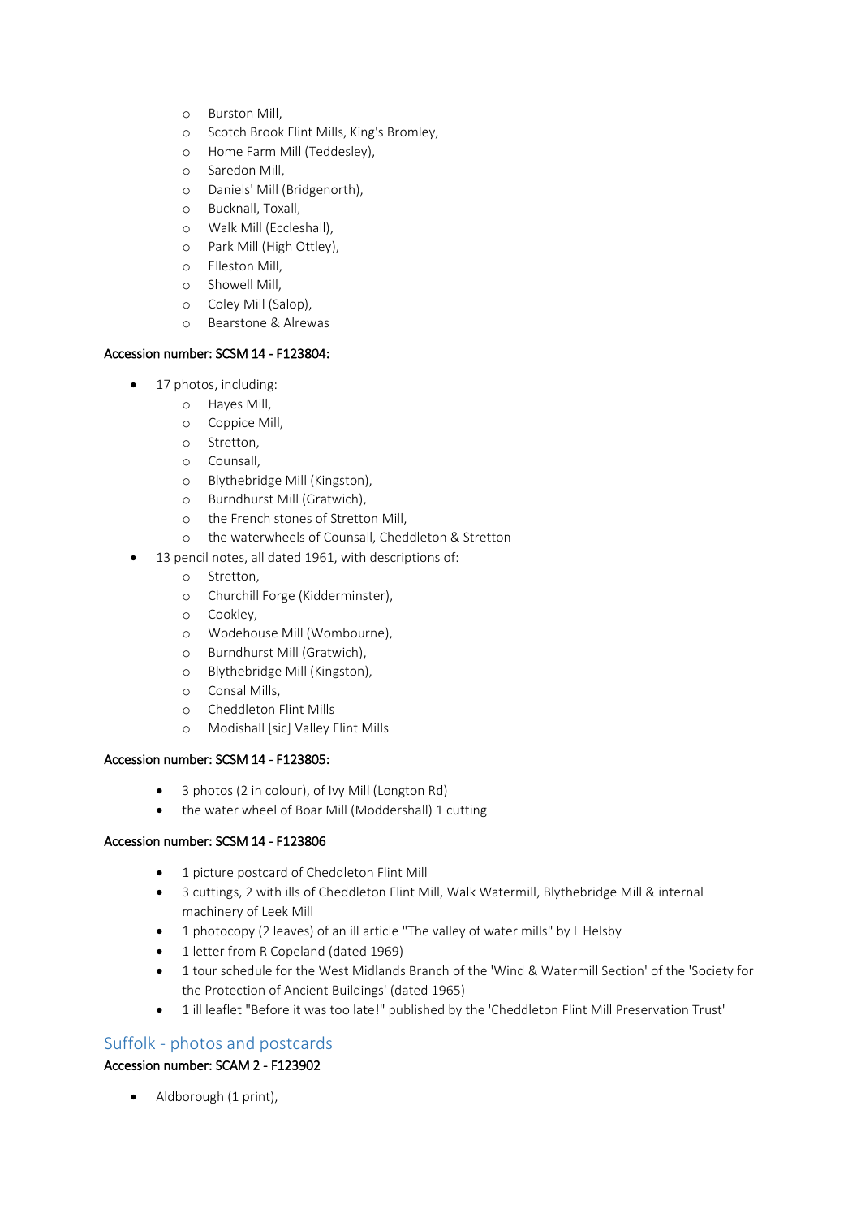- Burston Mill,
    - Scotch Brook Flint Mills, King's Bromley,
    - Home Farm Mill (Teddesley),
    - Saredon Mill,
    - Daniels' Mill (Bridgenorth),
    - Bucknall, Toxall,
    - Walk Mill (Eccleshall),
    - Park Mill (High Ottley),
    - Elleston Mill,
    - Showell Mill,
    - Coley Mill (Salop),
    - Bearstone & Alrewas

**Accession number: SCSM 14 - F123804:**

- 17 photos, including:
    - Hayes Mill,
    - Coppice Mill,
    - Stretton,
    - Counsall,
    - Blythebridge Mill (Kingston),
    - Burndhurst Mill (Gratwich),
    - the French stones of Stretton Mill,
    - the waterwheels of Counsall, Cheddleton & Stretton
- 13 pencil notes, all dated 1961, with descriptions of:
    - Stretton,
    - Churchill Forge (Kidderminster),
    - Cookley,
    - Wodehouse Mill (Wombourne),
    - Burndhurst Mill (Gratwich),
    - Blythebridge Mill (Kingston),
    - Consal Mills,
    - Cheddleton Flint Mills
    - Modishall [sic] Valley Flint Mills

**Accession number: SCSM 14 - F123805:**

- 3 photos (2 in colour), of Ivy Mill (Longton Rd)
- the water wheel of Boar Mill (Moddershall) 1 cutting

**Accession number: SCSM 14 - F123806**

- 1 picture postcard of Cheddleton Flint Mill
- 3 cuttings, 2 with ills of Cheddleton Flint Mill, Walk Watermill, Blythebridge Mill & internal machinery of Leek Mill
- 1 photocopy (2 leaves) of an ill article "The valley of water mills" by L Helsby
- 1 letter from R Copeland (dated 1969)
- 1 tour schedule for the West Midlands Branch of the 'Wind & Watermill Section' of the 'Society for the Protection of Ancient Buildings' (dated 1965)
- 1 ill leaflet "Before it was too late!" published by the 'Cheddleton Flint Mill Preservation Trust'

## Suffolk - photos and postcards

**Accession number: SCAM 2 - F123902**

- Aldborough (1 print),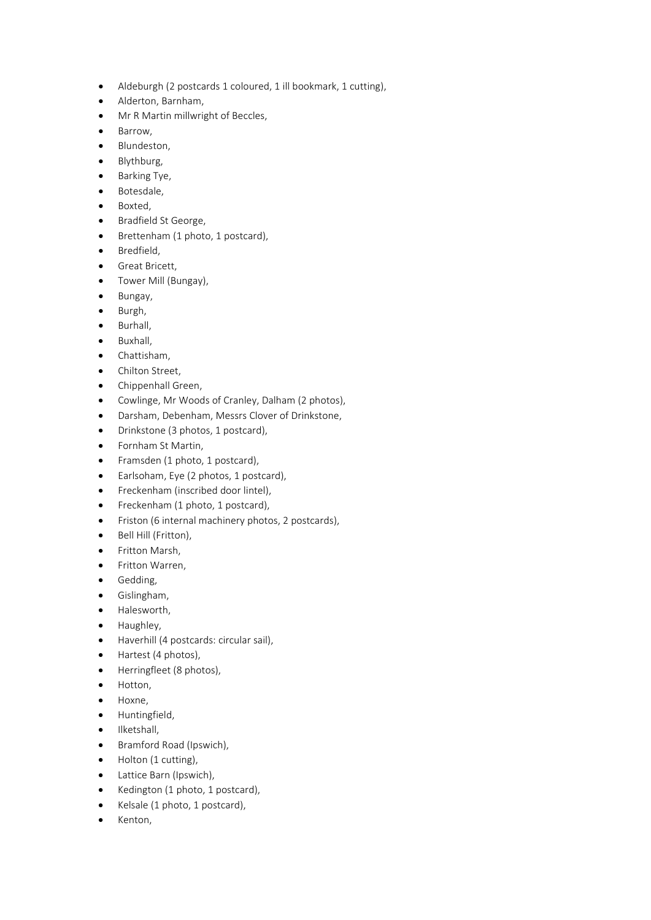- Aldeburgh (2 postcards 1 coloured, 1 ill bookmark, 1 cutting),
- Alderton, Barnham,
- Mr R Martin millwright of Beccles,
- Barrow,
- Blundeston,
- Blythburg,
- Barking Tye,
- Botesdale,
- Boxted,
- Bradfield St George,
- Brettenham (1 photo, 1 postcard),
- Bredfield,
- Great Bricett,
- Tower Mill (Bungay),
- Bungay,
- Burgh,
- Burhall,
- Buxhall,
- Chattisham,
- Chilton Street,
- Chippenhall Green,
- Cowlinge, Mr Woods of Cranley, Dalham (2 photos),
- Darsham, Debenham, Messrs Clover of Drinkstone,
- Drinkstone (3 photos, 1 postcard),
- Fornham St Martin,
- Framsden (1 photo, 1 postcard),
- Earlsoham, Eye (2 photos, 1 postcard),
- Freckenham (inscribed door lintel),
- Freckenham (1 photo, 1 postcard),
- Friston (6 internal machinery photos, 2 postcards),
- Bell Hill (Fritton),
- Fritton Marsh,
- Fritton Warren,
- Gedding,
- Gislingham,
- Halesworth,
- Haughley,
- Haverhill (4 postcards: circular sail),
- Hartest (4 photos),
- Herringfleet (8 photos),
- Hotton,
- Hoxne,
- Huntingfield,
- Ilketshall,
- Bramford Road (Ipswich),
- Holton (1 cutting),
- Lattice Barn (Ipswich),
- Kedington (1 photo, 1 postcard),
- Kelsale (1 photo, 1 postcard),
- Kenton,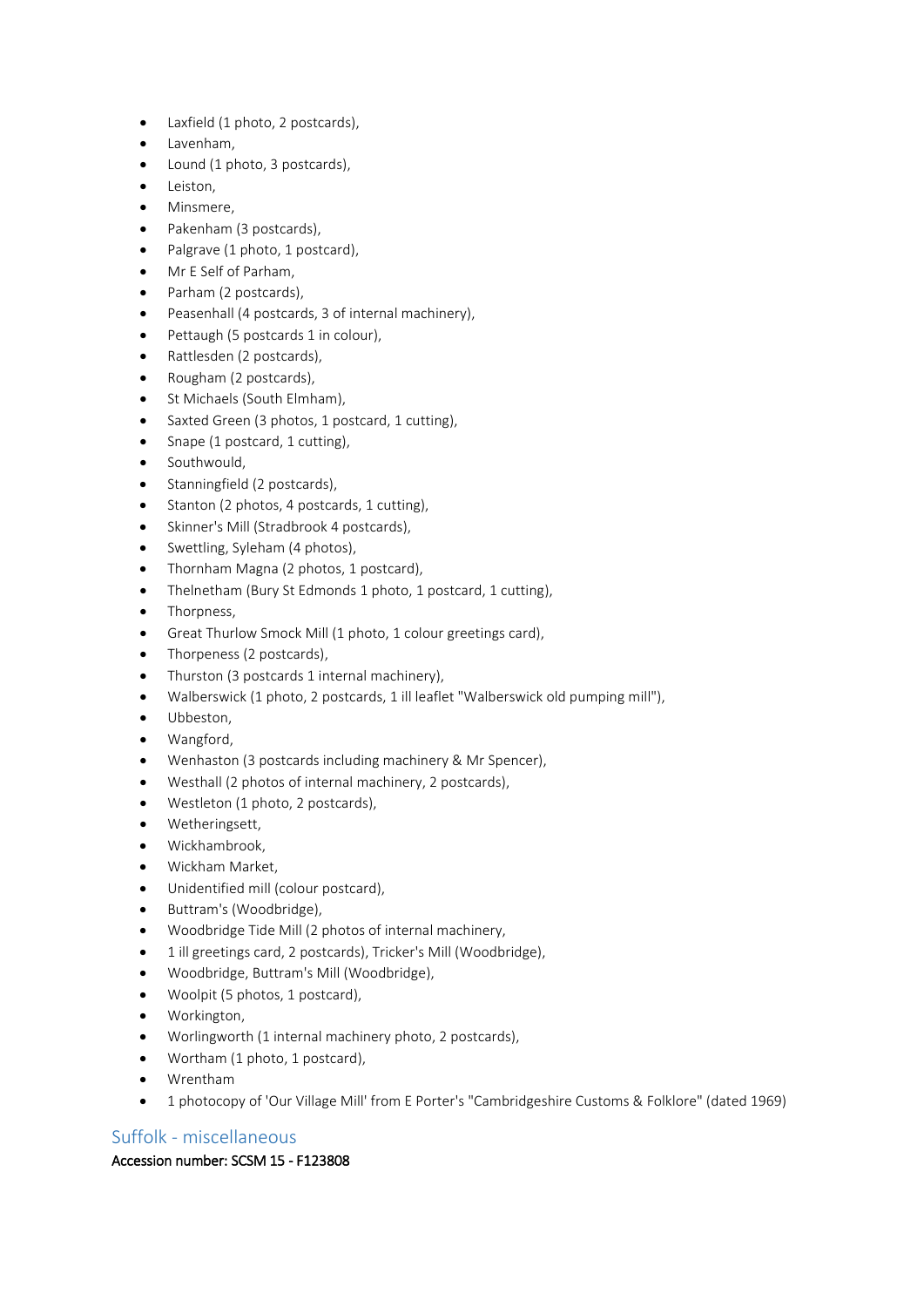- Laxfield (1 photo, 2 postcards),
- Lavenham,
- Lound (1 photo, 3 postcards),
- Leiston,
- Minsmere,
- Pakenham (3 postcards),
- Palgrave (1 photo, 1 postcard),
- Mr E Self of Parham,
- Parham (2 postcards),
- Peasenhall (4 postcards, 3 of internal machinery),
- Pettaugh (5 postcards 1 in colour),
- Rattlesden (2 postcards),
- Rougham (2 postcards),
- St Michaels (South Elmham),
- Saxted Green (3 photos, 1 postcard, 1 cutting),
- Snape (1 postcard, 1 cutting),
- Southwould,
- Stanningfield (2 postcards),
- Stanton (2 photos, 4 postcards, 1 cutting),
- Skinner's Mill (Stradbrook 4 postcards),
- Swettling, Syleham (4 photos),
- Thornham Magna (2 photos, 1 postcard),
- Thelnetham (Bury St Edmonds 1 photo, 1 postcard, 1 cutting),
- Thorpness,
- Great Thurlow Smock Mill (1 photo, 1 colour greetings card),
- Thorpeness (2 postcards),
- Thurston (3 postcards 1 internal machinery),
- Walberswick (1 photo, 2 postcards, 1 ill leaflet "Walberswick old pumping mill"),
- Ubbeston,
- Wangford,
- Wenhaston (3 postcards including machinery & Mr Spencer),
- Westhall (2 photos of internal machinery, 2 postcards),
- Westleton (1 photo, 2 postcards),
- Wetheringsett,
- Wickhambrook,
- Wickham Market,
- Unidentified mill (colour postcard),
- Buttram's (Woodbridge),
- Woodbridge Tide Mill (2 photos of internal machinery,
- 1 ill greetings card, 2 postcards), Tricker's Mill (Woodbridge),
- Woodbridge, Buttram's Mill (Woodbridge),
- Woolpit (5 photos, 1 postcard),
- Workington,
- Worlingworth (1 internal machinery photo, 2 postcards),
- Wortham (1 photo, 1 postcard),
- Wrentham
- 1 photocopy of 'Our Village Mill' from E Porter's "Cambridgeshire Customs & Folklore" (dated 1969)

## Suffolk - miscellaneous

**Accession number: SCSM 15 - F123808**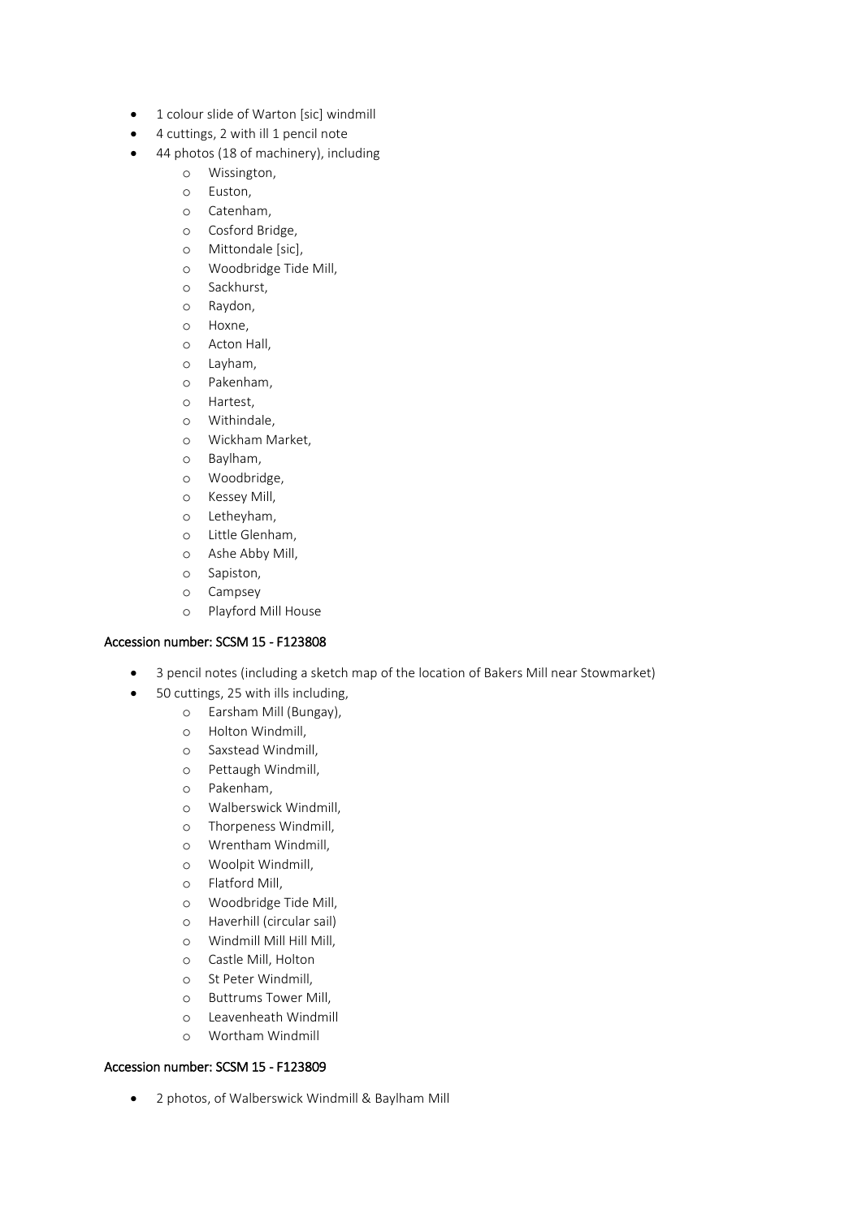- 1 colour slide of Warton [sic] windmill
- 4 cuttings, 2 with ill 1 pencil note
- 44 photos (18 of machinery), including
    - Wissington,
    - Euston,
    - Catenham,
    - Cosford Bridge,
    - Mittondale [sic],
    - Woodbridge Tide Mill,
    - Sackhurst,
    - Raydon,
    - Hoxne,
    - Acton Hall,
    - Layham,
    - Pakenham,
    - Hartest,
    - Withindale,
    - Wickham Market,
    - Baylham,
    - Woodbridge,
    - Kessey Mill,
    - Letheyham,
    - Little Glenham,
    - Ashe Abby Mill,
    - Sapiston,
    - Campsey
    - Playford Mill House

## Accession number: SCSM 15 - F123808

- 3 pencil notes (including a sketch map of the location of Bakers Mill near Stowmarket)
- 50 cuttings, 25 with ills including,
    - Earsham Mill (Bungay),
    - Holton Windmill,
    - Saxstead Windmill,
    - Pettaugh Windmill,
    - Pakenham,
    - Walberswick Windmill,
    - Thorpeness Windmill,
    - Wrentham Windmill,
    - Woolpit Windmill,
    - Flatford Mill,
    - Woodbridge Tide Mill,
    - Haverhill (circular sail)
    - Windmill Mill Hill Mill,
    - Castle Mill, Holton
    - St Peter Windmill,
    - Buttrums Tower Mill,
    - Leavenheath Windmill
    - Wortham Windmill

## Accession number: SCSM 15 - F123809

- 2 photos, of Walberswick Windmill & Baylham Mill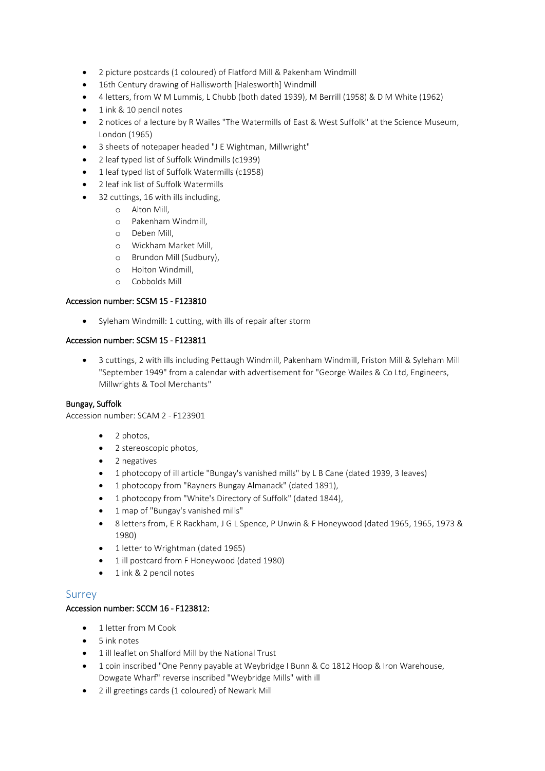- 2 picture postcards (1 coloured) of Flatford Mill & Pakenham Windmill
- 16th Century drawing of Hallisworth [Halesworth] Windmill
- 4 letters, from W M Lummis, L Chubb (both dated 1939), M Berrill (1958) & D M White (1962)
- 1 ink & 10 pencil notes
- 2 notices of a lecture by R Wailes "The Watermills of East & West Suffolk" at the Science Museum, London (1965)
- 3 sheets of notepaper headed "J E Wightman, Millwright"
- 2 leaf typed list of Suffolk Windmills (c1939)
- 1 leaf typed list of Suffolk Watermills (c1958)
- 2 leaf ink list of Suffolk Watermills
- 32 cuttings, 16 with ills including,
  - Alton Mill,
  - Pakenham Windmill,
  - Deben Mill,
  - Wickham Market Mill,
  - Brundon Mill (Sudbury),
  - Holton Windmill,
  - Cobbolds Mill

**Accession number: SCSM 15 - F123810**

- Syleham Windmill: 1 cutting, with ills of repair after storm

**Accession number: SCSM 15 - F123811**

- 3 cuttings, 2 with ills including Pettaugh Windmill, Pakenham Windmill, Friston Mill & Syleham Mill "September 1949" from a calendar with advertisement for "George Wailes & Co Ltd, Engineers, Millwrights & Tool Merchants"

**Bungay, Suffolk**

Accession number: SCAM 2 - F123901

- 2 photos,
- 2 stereoscopic photos,
- 2 negatives
- 1 photocopy of ill article "Bungay's vanished mills" by L B Cane (dated 1939, 3 leaves)
- 1 photocopy from "Rayners Bungay Almanack" (dated 1891),
- 1 photocopy from "White's Directory of Suffolk" (dated 1844),
- 1 map of "Bungay's vanished mills"
- 8 letters from, E R Rackham, J G L Spence, P Unwin & F Honeywood (dated 1965, 1965, 1973 & 1980)
- 1 letter to Wrightman (dated 1965)
- 1 ill postcard from F Honeywood (dated 1980)
- 1 ink & 2 pencil notes

## Surrey

**Accession number: SCCM 16 - F123812:**

- 1 letter from M Cook
- 5 ink notes
- 1 ill leaflet on Shalford Mill by the National Trust
- 1 coin inscribed "One Penny payable at Weybridge I Bunn & Co 1812 Hoop & Iron Warehouse, Dowgate Wharf" reverse inscribed "Weybridge Mills" with ill
- 2 ill greetings cards (1 coloured) of Newark Mill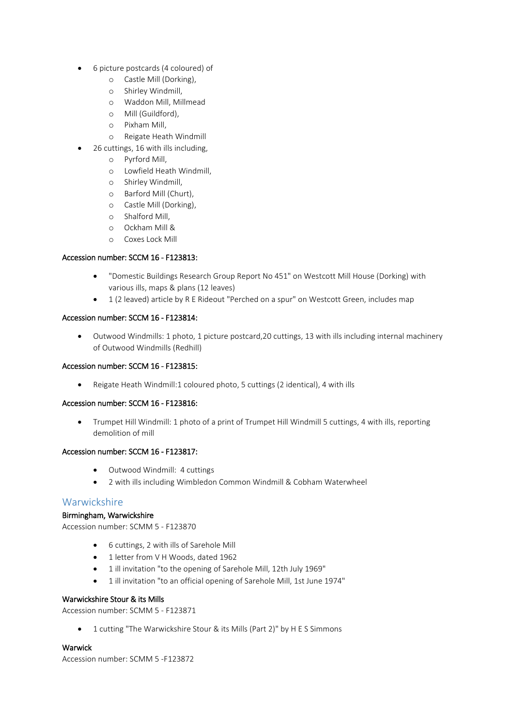- 6 picture postcards (4 coloured) of
  - Castle Mill (Dorking),
  - Shirley Windmill,
  - Waddon Mill, Millmead
  - Mill (Guildford),
  - Pixham Mill,
  - Reigate Heath Windmill
- 26 cuttings, 16 with ills including,
  - Pyrford Mill,
  - Lowfield Heath Windmill,
  - Shirley Windmill,
  - Barford Mill (Churt),
  - Castle Mill (Dorking),
  - Shalford Mill,
  - Ockham Mill &
  - Coxes Lock Mill

**Accession number: SCCM 16 - F123813:**

- "Domestic Buildings Research Group Report No 451" on Westcott Mill House (Dorking) with various ills, maps & plans (12 leaves)
- 1 (2 leaved) article by R E Rideout "Perched on a spur" on Westcott Green, includes map

**Accession number: SCCM 16 - F123814:**

- Outwood Windmills: 1 photo, 1 picture postcard,20 cuttings, 13 with ills including internal machinery of Outwood Windmills (Redhill)

**Accession number: SCCM 16 - F123815:**

- Reigate Heath Windmill:1 coloured photo, 5 cuttings (2 identical), 4 with ills

**Accession number: SCCM 16 - F123816:**

- Trumpet Hill Windmill: 1 photo of a print of Trumpet Hill Windmill 5 cuttings, 4 with ills, reporting demolition of mill

**Accession number: SCCM 16 - F123817:**

- Outwood Windmill: 4 cuttings
- 2 with ills including Wimbledon Common Windmill & Cobham Waterwheel

## Warwickshire

**Birmingham, Warwickshire**

Accession number: SCMM 5 - F123870

- 6 cuttings, 2 with ills of Sarehole Mill
- 1 letter from V H Woods, dated 1962
- 1 ill invitation "to the opening of Sarehole Mill, 12th July 1969"
- 1 ill invitation "to an official opening of Sarehole Mill, 1st June 1974"

**Warwickshire Stour & its Mills**

Accession number: SCMM 5 - F123871

- 1 cutting "The Warwickshire Stour & its Mills (Part 2)" by H E S Simmons

**Warwick**

Accession number: SCMM 5 -F123872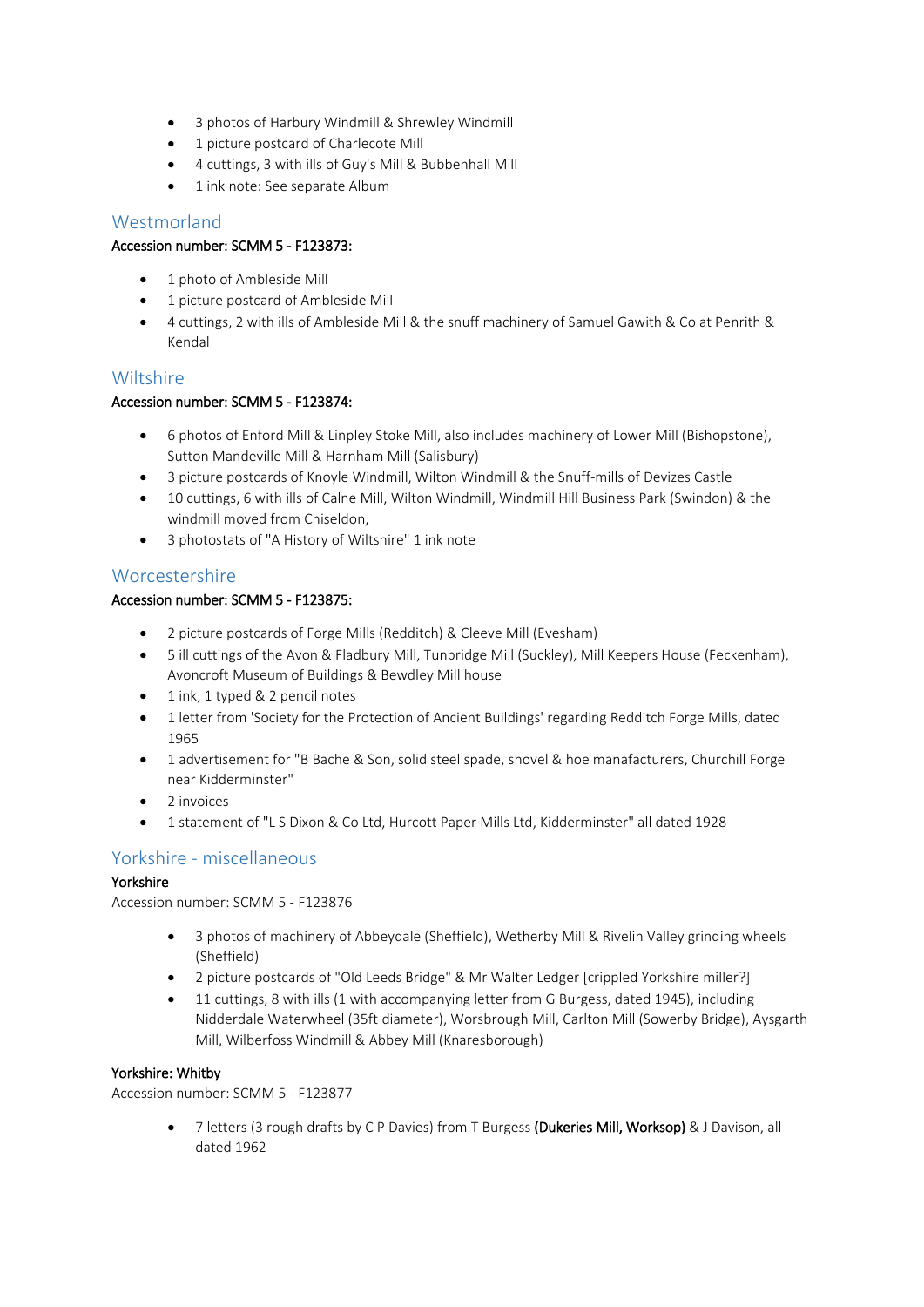- 3 photos of Harbury Windmill & Shrewley Windmill
- 1 picture postcard of Charlecote Mill
- 4 cuttings, 3 with ills of Guy's Mill & Bubbenhall Mill
- 1 ink note: See separate Album

## Westmorland

**Accession number: SCMM 5 - F123873:**

- 1 photo of Ambleside Mill
- 1 picture postcard of Ambleside Mill
- 4 cuttings, 2 with ills of Ambleside Mill & the snuff machinery of Samuel Gawith & Co at Penrith & Kendal

## Wiltshire

**Accession number: SCMM 5 - F123874:**

- 6 photos of Enford Mill & Linpley Stoke Mill, also includes machinery of Lower Mill (Bishopstone), Sutton Mandeville Mill & Harnham Mill (Salisbury)
- 3 picture postcards of Knoyle Windmill, Wilton Windmill & the Snuff-mills of Devizes Castle
- 10 cuttings, 6 with ills of Calne Mill, Wilton Windmill, Windmill Hill Business Park (Swindon) & the windmill moved from Chiseldon,
- 3 photostats of "A History of Wiltshire" 1 ink note

## Worcestershire

**Accession number: SCMM 5 - F123875:**

- 2 picture postcards of Forge Mills (Redditch) & Cleeve Mill (Evesham)
- 5 ill cuttings of the Avon & Fladbury Mill, Tunbridge Mill (Suckley), Mill Keepers House (Feckenham), Avoncroft Museum of Buildings & Bewdley Mill house
- 1 ink, 1 typed & 2 pencil notes
- 1 letter from 'Society for the Protection of Ancient Buildings' regarding Redditch Forge Mills, dated 1965
- 1 advertisement for "B Bache & Son, solid steel spade, shovel & hoe manafacturers, Churchill Forge near Kidderminster"
- 2 invoices
- 1 statement of "L S Dixon & Co Ltd, Hurcott Paper Mills Ltd, Kidderminster" all dated 1928

## Yorkshire - miscellaneous

**Yorkshire**

Accession number: SCMM 5 - F123876

- 3 photos of machinery of Abbeydale (Sheffield), Wetherby Mill & Rivelin Valley grinding wheels (Sheffield)
- 2 picture postcards of "Old Leeds Bridge" & Mr Walter Ledger [crippled Yorkshire miller?]
- 11 cuttings, 8 with ills (1 with accompanying letter from G Burgess, dated 1945), including Nidderdale Waterwheel (35ft diameter), Worsbrough Mill, Carlton Mill (Sowerby Bridge), Aysgarth Mill, Wilberfoss Windmill & Abbey Mill (Knaresborough)

**Yorkshire: Whitby**

Accession number: SCMM 5 - F123877

- 7 letters (3 rough drafts by C P Davies) from T Burgess **(Dukeries Mill, Worksop)** & J Davison, all dated 1962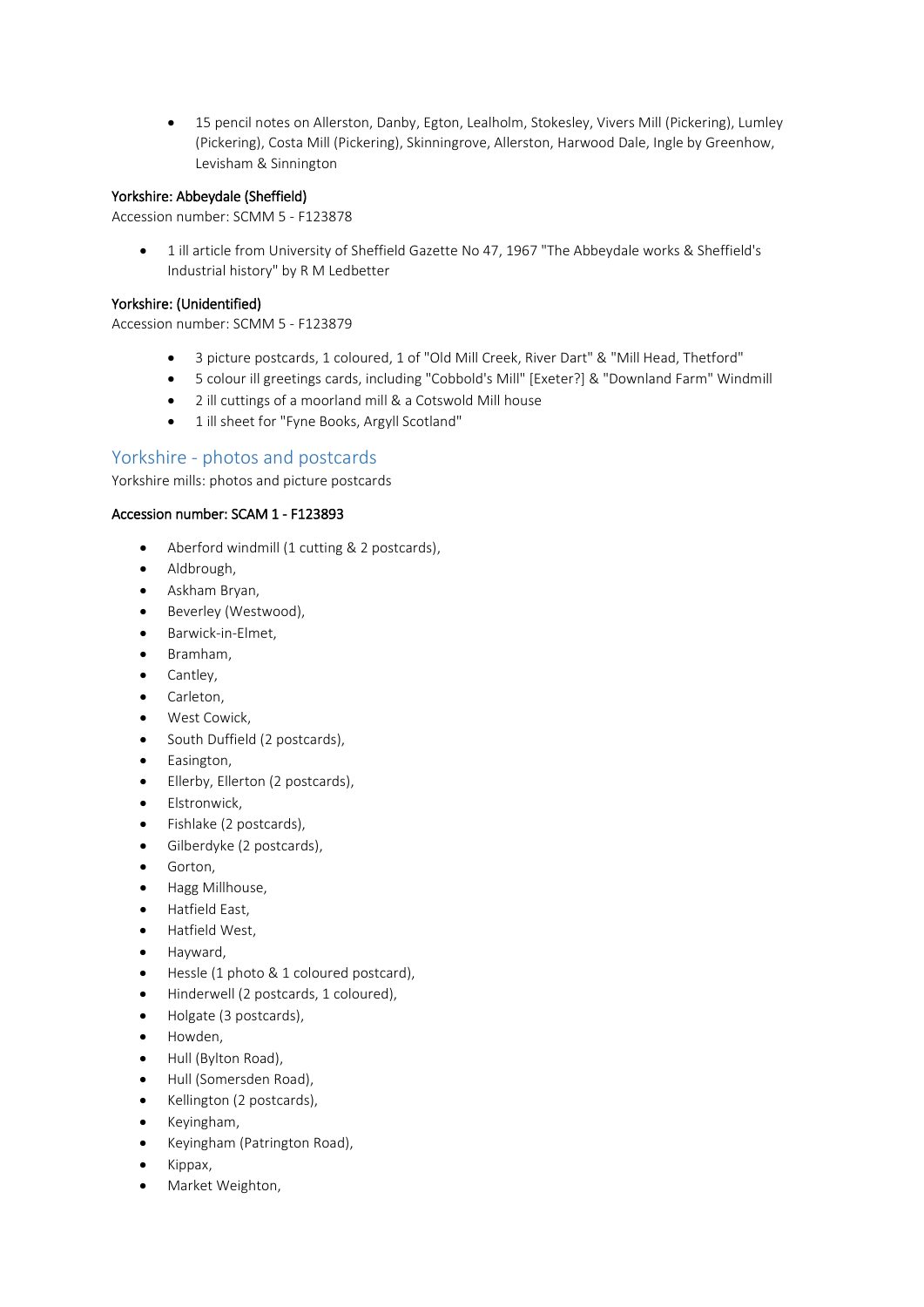- 15 pencil notes on Allerston, Danby, Egton, Lealholm, Stokesley, Vivers Mill (Pickering), Lumley (Pickering), Costa Mill (Pickering), Skinningrove, Allerston, Harwood Dale, Ingle by Greenhow, Levisham & Sinnington

#### Yorkshire: Abbeydale (Sheffield)

Accession number: SCMM 5 - F123878

- 1 ill article from University of Sheffield Gazette No 47, 1967 "The Abbeydale works & Sheffield's Industrial history" by R M Ledbetter

#### Yorkshire: (Unidentified)

Accession number: SCMM 5 - F123879

- 3 picture postcards, 1 coloured, 1 of "Old Mill Creek, River Dart" & "Mill Head, Thetford"
- 5 colour ill greetings cards, including "Cobbold's Mill" [Exeter?] & "Downland Farm" Windmill
- 2 ill cuttings of a moorland mill & a Cotswold Mill house
- 1 ill sheet for "Fyne Books, Argyll Scotland"

## Yorkshire - photos and postcards

Yorkshire mills: photos and picture postcards

#### Accession number: SCAM 1 - F123893

- Aberford windmill (1 cutting & 2 postcards),
- Aldbrough,
- Askham Bryan,
- Beverley (Westwood),
- Barwick-in-Elmet,
- Bramham,
- Cantley,
- Carleton,
- West Cowick,
- South Duffield (2 postcards),
- Easington,
- Ellerby, Ellerton (2 postcards),
- Elstronwick,
- Fishlake (2 postcards),
- Gilberdyke (2 postcards),
- Gorton,
- Hagg Millhouse,
- Hatfield East,
- Hatfield West,
- Hayward,
- Hessle (1 photo & 1 coloured postcard),
- Hinderwell (2 postcards, 1 coloured),
- Holgate (3 postcards),
- Howden,
- Hull (Bylton Road),
- Hull (Somersden Road),
- Kellington (2 postcards),
- Keyingham,
- Keyingham (Patrington Road),
- Kippax,
- Market Weighton,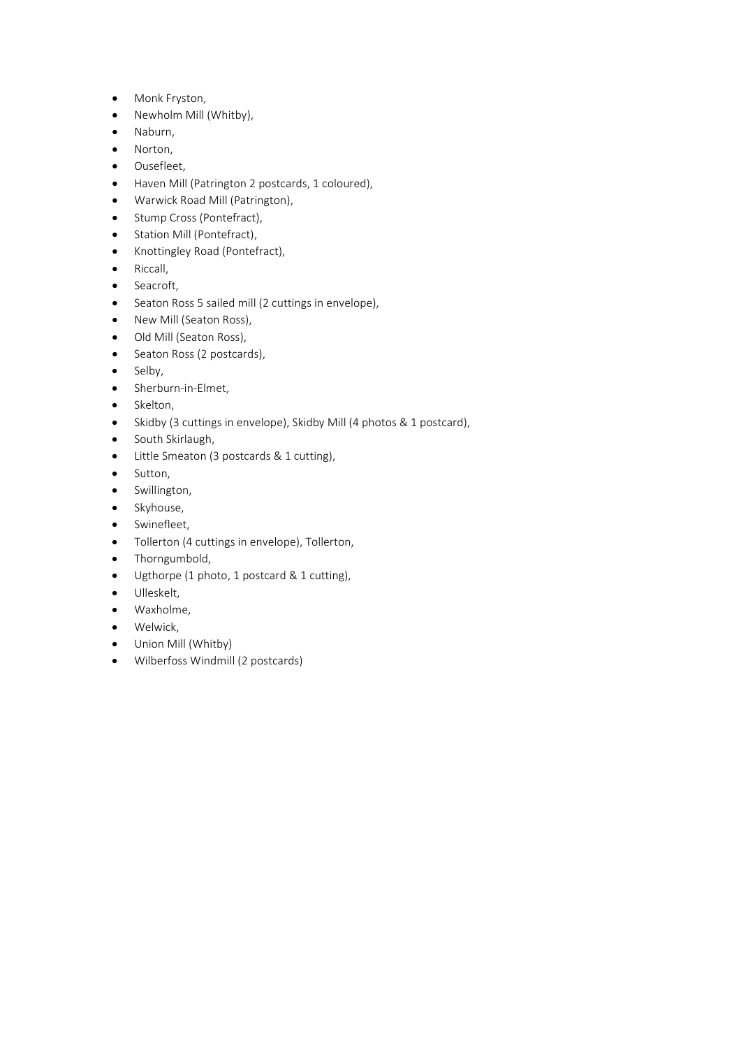- Monk Fryston,
- Newholm Mill (Whitby),
- Naburn,
- Norton,
- Ousefleet,
- Haven Mill (Patrington 2 postcards, 1 coloured),
- Warwick Road Mill (Patrington),
- Stump Cross (Pontefract),
- Station Mill (Pontefract),
- Knottingley Road (Pontefract),
- Riccall,
- Seacroft,
- Seaton Ross 5 sailed mill (2 cuttings in envelope),
- New Mill (Seaton Ross),
- Old Mill (Seaton Ross),
- Seaton Ross (2 postcards),
- Selby,
- Sherburn-in-Elmet,
- Skelton,
- Skidby (3 cuttings in envelope), Skidby Mill (4 photos & 1 postcard),
- South Skirlaugh,
- Little Smeaton (3 postcards & 1 cutting),
- Sutton,
- Swillington,
- Skyhouse,
- Swinefleet,
- Tollerton (4 cuttings in envelope), Tollerton,
- Thorngumbold,
- Ugthorpe (1 photo, 1 postcard & 1 cutting),
- Ulleskelt,
- Waxholme,
- Welwick,
- Union Mill (Whitby)
- Wilberfoss Windmill (2 postcards)